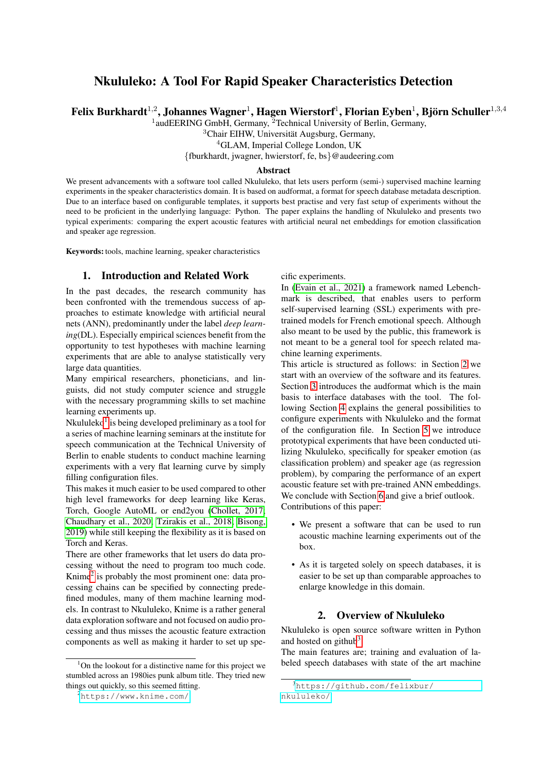# Nkululeko: A Tool For Rapid Speaker Characteristics Detection

**Felix Burkhardt[1,2], Johannes Wagner[1], Hagen Wierstorf[1], Florian Eyben[1], Björn Schuller[1,3,4]**

[1]audEERING GmbH, Germany, [2]Technical University of Berlin, Germany,
[3]Chair EIHW, Universität Augsburg, Germany,
[4]GLAM, Imperial College London, UK
{fburkhardt, jwagner, hwierstorf, fe, bs}@audeering.com

### Abstract

We present advancements with a software tool called Nkululeko, that lets users perform (semi-) supervised machine learning experiments in the speaker characteristics domain. It is based on audformat, a format for speech database metadata description. Due to an interface based on configurable templates, it supports best practise and very fast setup of experiments without the need to be proficient in the underlying language: Python. The paper explains the handling of Nkululeko and presents two typical experiments: comparing the expert acoustic features with artificial neural net embeddings for emotion classification and speaker age regression.

**Keywords:** tools, machine learning, speaker characteristics

## 1. Introduction and Related Work

In the past decades, the research community has been confronted with the tremendous success of approaches to estimate knowledge with artificial neural nets (ANN), predominantly under the label *deep learning*(DL). Especially empirical sciences benefit from the opportunity to test hypotheses with machine learning experiments that are able to analyse statistically very large data quantities.

Many empirical researchers, phoneticians, and linguists, did not study computer science and struggle with the necessary programming skills to set machine learning experiments up.

Nkululeko[1] is being developed preliminary as a tool for a series of machine learning seminars at the institute for speech communication at the Technical University of Berlin to enable students to conduct machine learning experiments with a very flat learning curve by simply filling configuration files.

This makes it much easier to be used compared to other high level frameworks for deep learning like Keras, Torch, Google AutoML or end2you (Chollet, 2017; Chaudhary et al., 2020; Tzirakis et al., 2018; Bisong, 2019) while still keeping the flexibility as it is based on Torch and Keras.

There are other frameworks that let users do data processing without the need to program too much code. Knime[2] is probably the most prominent one: data processing chains can be specified by connecting predefined modules, many of them machine learning models. In contrast to Nkululeko, Knime is a rather general data exploration software and not focused on audio processing and thus misses the acoustic feature extraction components as well as making it harder to set up specific experiments.

In (Evain et al., 2021) a framework named Lebenchmark is described, that enables users to perform self-supervised learning (SSL) experiments with pretrained models for French emotional speech. Although also meant to be used by the public, this framework is not meant to be a general tool for speech related machine learning experiments.

This article is structured as follows: in Section 2 we start with an overview of the software and its features. Section 3 introduces the audformat which is the main basis to interface databases with the tool. The following Section 4 explains the general possibilities to configure experiments with Nkululeko and the format of the configuration file. In Section 5 we introduce prototypical experiments that have been conducted utilizing Nkululeko, specifically for speaker emotion (as classification problem) and speaker age (as regression problem), by comparing the performance of an expert acoustic feature set with pre-trained ANN embeddings. We conclude with Section 6 and give a brief outlook.

Contributions of this paper:

- We present a software that can be used to run acoustic machine learning experiments out of the box.
- As it is targeted solely on speech databases, it is easier to be set up than comparable approaches to enlarge knowledge in this domain.

## 2. Overview of Nkululeko

Nkululeko is open source software written in Python and hosted on github[3].

The main features are; training and evaluation of labeled speech databases with state of the art machine

---

[1] On the lookout for a distinctive name for this project we stumbled across an 1980ies punk album title. They tried new things out quickly, so this seemed fitting.

[2] https://www.knime.com/

[3] https://github.com/felixbur/nkululeko/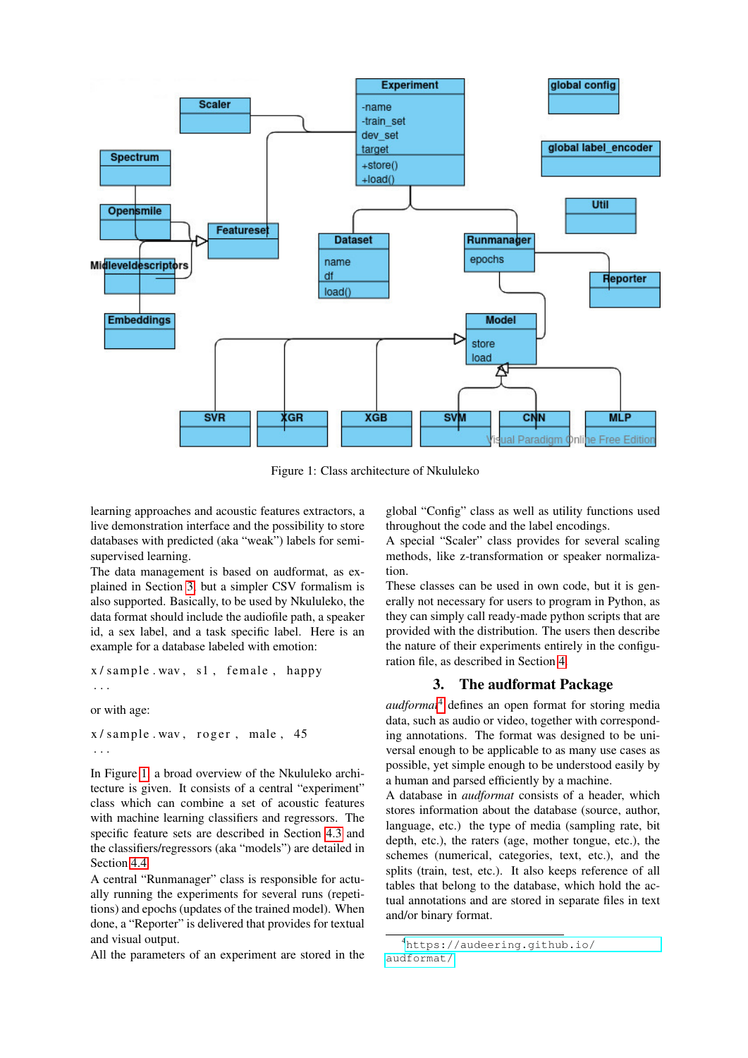Figure 1: Class architecture of Nkululeko

learning approaches and acoustic features extractors, a live demonstration interface and the possibility to store databases with predicted (aka "weak") labels for semi-supervised learning.
The data management is based on audformat, as explained in Section 3, but a simpler CSV formalism is also supported. Basically, to be used by Nkululeko, the data format should include the audiofile path, a speaker id, a sex label, and a task specific label. Here is an example for a database labeled with emotion:

```
x/sample.wav, s1, female, happy
...
```

or with age:

```
x/sample.wav, roger, male, 45
...
```

In Figure 1, a broad overview of the Nkululeko architecture is given. It consists of a central "experiment" class which can combine a set of acoustic features with machine learning classifiers and regressors. The specific feature sets are described in Section 4.3 and the classifiers/regressors (aka "models") are detailed in Section 4.4.
A central "Runmanager" class is responsible for actually running the experiments for several runs (repetitions) and epochs (updates of the trained model). When done, a "Reporter" is delivered that provides for textual and visual output.
All the parameters of an experiment are stored in the global "Config" class as well as utility functions used throughout the code and the label encodings.
A special "Scaler" class provides for several scaling methods, like z-transformation or speaker normalization.
These classes can be used in own code, but it is generally not necessary for users to program in Python, as they can simply call ready-made python scripts that are provided with the distribution. The users then describe the nature of their experiments entirely in the configuration file, as described in Section 4.

## 3. The audformat Package

*audformat*[4] defines an open format for storing media data, such as audio or video, together with corresponding annotations. The format was designed to be universal enough to be applicable to as many use cases as possible, yet simple enough to be understood easily by a human and parsed efficiently by a machine.
A database in *audformat* consists of a header, which stores information about the database (source, author, language, etc.) the type of media (sampling rate, bit depth, etc.), the raters (age, mother tongue, etc.), the schemes (numerical, categories, text, etc.), and the splits (train, test, etc.). It also keeps reference of all tables that belong to the database, which hold the actual annotations and are stored in separate files in text and/or binary format.

[4] https://audeering.github.io/audformat/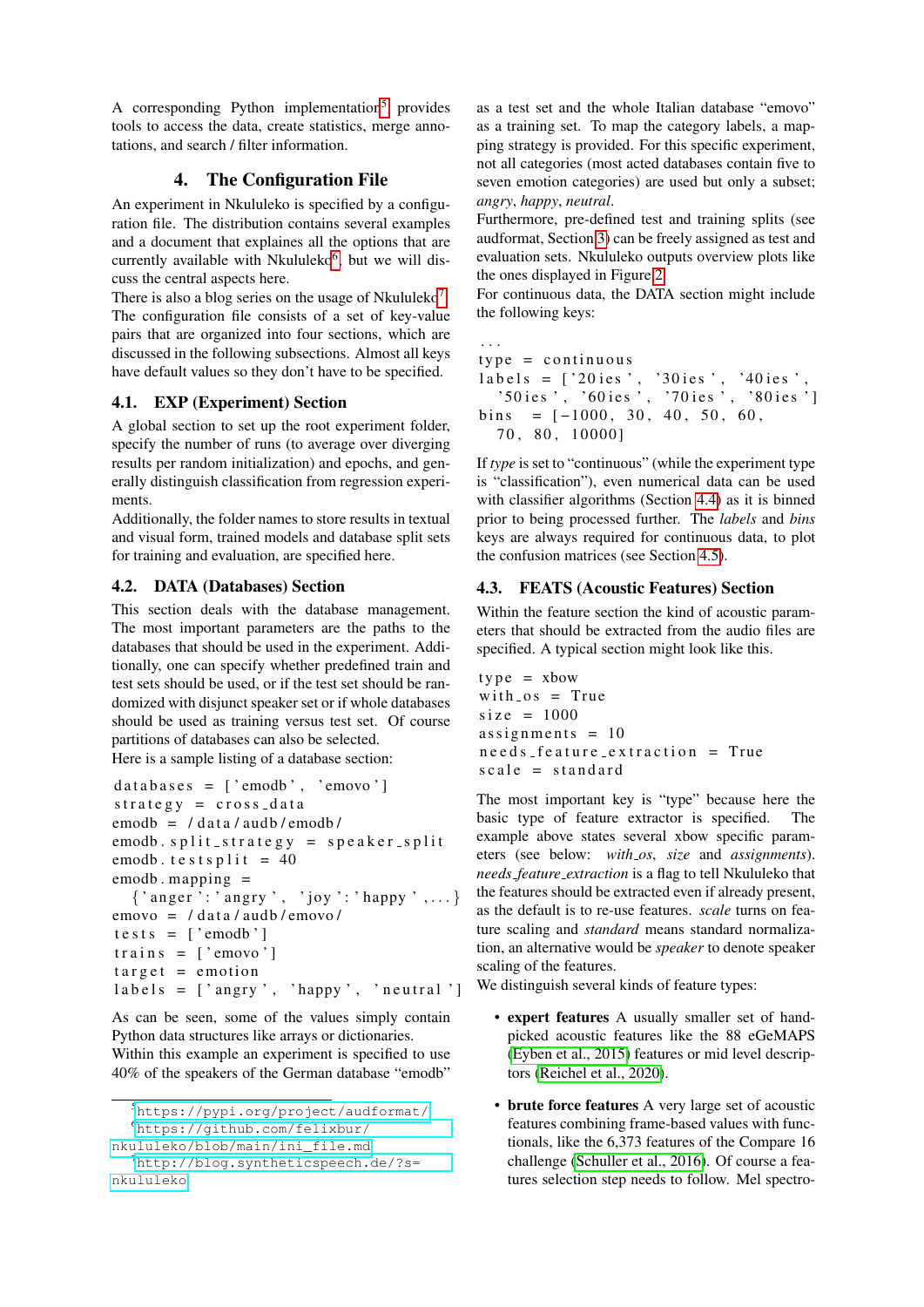A corresponding Python implementation[5] provides tools to access the data, create statistics, merge annotations, and search / filter information.

## 4. The Configuration File

An experiment in Nkululeko is specified by a configuration file. The distribution contains several examples and a document that explains all the options that are currently available with Nkululeko[6], but we will discuss the central aspects here.

There is also a blog series on the usage of Nkululeko[7].

The configuration file consists of a set of key-value pairs that are organized into four sections, which are discussed in the following subsections. Almost all keys have default values so they don't have to be specified.

### 4.1. EXP (Experiment) Section

A global section to set up the root experiment folder, specify the number of runs (to average over diverging results per random initialization) and epochs, and generally distinguish classification from regression experiments.

Additionally, the folder names to store results in textual and visual form, trained models and database split sets for training and evaluation, are specified here.

### 4.2. DATA (Databases) Section

This section deals with the database management. The most important parameters are the paths to the databases that should be used in the experiment. Additionally, one can specify whether predefined train and test sets should be used, or if the test set should be randomized with disjunct speaker set or if whole databases should be used as training versus test set. Of course partitions of databases can also be selected.

Here is a sample listing of a database section:

```
databases = ['emodb', 'emovo']
strategy = cross_data
emodb = /data/audb/emodb/
emodb.split_strategy = speaker_split
emodb.testsplit = 40
emodb.mapping =
  {'anger':'angry', 'joy':'happy',...}
emovo = /data/audb/emovo/
tests = ['emodb']
trains = ['emovo']
target = emotion
labels = ['angry', 'happy', 'neutral']
```

As can be seen, some of the values simply contain Python data structures like arrays or dictionaries.

Within this example an experiment is specified to use 40% of the speakers of the German database "emodb" as a test set and the whole Italian database "emovo" as a training set. To map the category labels, a mapping strategy is provided. For this specific experiment, not all categories (most acted databases contain five to seven emotion categories) are used but only a subset; *angry*, *happy*, *neutral*.

Furthermore, pre-defined test and training splits (see audformat, Section 3) can be freely assigned as test and evaluation sets. Nkululeko outputs overview plots like the ones displayed in Figure 2.

For continuous data, the DATA section might include the following keys:

```
...
type = continuous
labels = ['20ies', '30ies', '40ies',
  '50ies', '60ies', '70ies', '80ies']
bins = [-1000, 30, 40, 50, 60,
  70, 80, 10000]
```

If *type* is set to "continuous" (while the experiment type is "classification"), even numerical data can be used with classifier algorithms (Section 4.4) as it is binned prior to being processed further. The *labels* and *bins* keys are always required for continuous data, to plot the confusion matrices (see Section 4.5).

### 4.3. FEATS (Acoustic Features) Section

Within the feature section the kind of acoustic parameters that should be extracted from the audio files are specified. A typical section might look like this.

```
type = xbow
with_os = True
size = 1000
assignments = 10
needs_feature_extraction = True
scale = standard
```

The most important key is "type" because here the basic type of feature extractor is specified. The example above states several xbow specific parameters (see below: *with_os*, *size* and *assignments*). *needs_feature_extraction* is a flag to tell Nkululeko that the features should be extracted even if already present, as the default is to re-use features. *scale* turns on feature scaling and *standard* means standard normalization, an alternative would be *speaker* to denote speaker scaling of the features.

We distinguish several kinds of feature types:

- **expert features** A usually smaller set of hand-picked acoustic features like the 88 eGeMAPS (Eyben et al., 2015) features or mid level descriptors (Reichel et al., 2020).

- **brute force features** A very large set of acoustic features combining frame-based values with functionals, like the 6,373 features of the Compare 16 challenge (Schuller et al., 2016). Of course a features selection step needs to follow. Mel spectro-

---

[5] https://pypi.org/project/audformat/
[6] https://github.com/felixbur/nkululeko/blob/main/ini_file.md
[7] http://blog.syntheticspeech.de/?s=nkululeko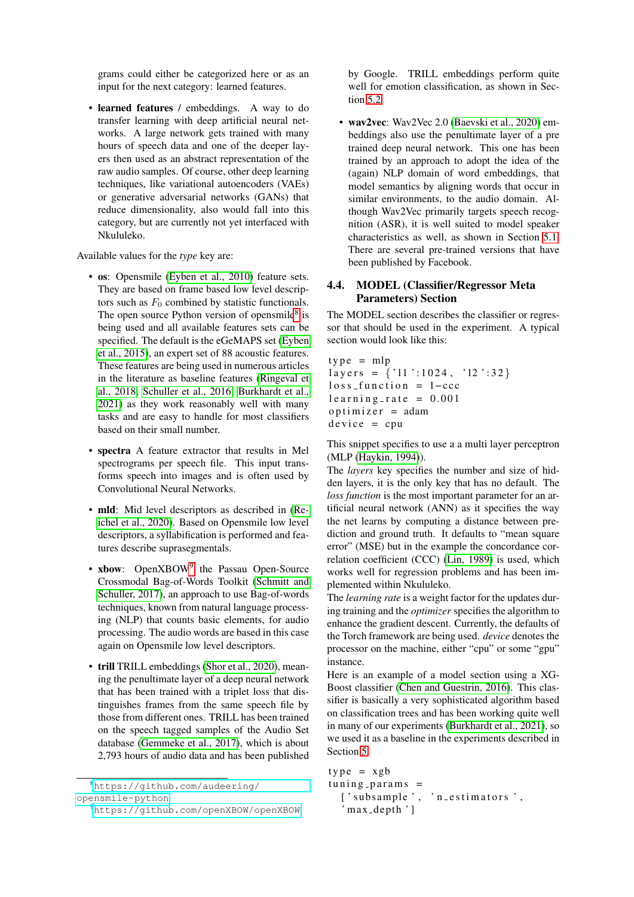grams could either be categorized here or as an input for the next category: learned features.

- **learned features** / embeddings. A way to do transfer learning with deep artificial neural networks. A large network gets trained with many hours of speech data and one of the deeper layers then used as an abstract representation of the raw audio samples. Of course, other deep learning techniques, like variational autoencoders (VAEs) or generative adversarial networks (GANs) that reduce dimensionality, also would fall into this category, but are currently not yet interfaced with Nkululeko.

Available values for the *type* key are:

- **os**: Opensmile (Eyben et al., 2010) feature sets. They are based on frame based low level descriptors such as $F_0$ combined by statistic functionals. The open source Python version of opensmile[8] is being used and all available features sets can be specified. The default is the eGeMAPS set (Eyben et al., 2015), an expert set of 88 acoustic features. These features are being used in numerous articles in the literature as baseline features (Ringeval et al., 2018; Schuller et al., 2016; Burkhardt et al., 2021) as they work reasonably well with many tasks and are easy to handle for most classifiers based on their small number.

- **spectra** A feature extractor that results in Mel spectrograms per speech file. This input transforms speech into images and is often used by Convolutional Neural Networks.

- **mld**: Mid level descriptors as described in (Reichel et al., 2020). Based on Opensmile low level descriptors, a syllabification is performed and features describe suprasegmentals.

- **xbow**: OpenXBOW[9] the Passau Open-Source Crossmodal Bag-of-Words Toolkit (Schmitt and Schuller, 2017), an approach to use Bag-of-words techniques, known from natural language processing (NLP) that counts basic elements, for audio processing. The audio words are based in this case again on Opensmile low level descriptors.

- **trill** TRILL embeddings (Shor et al., 2020), meaning the penultimate layer of a deep neural network that has been trained with a triplet loss that distinguishes frames from the same speech file by those from different ones. TRILL has been trained on the speech tagged samples of the Audio Set database (Gemmeke et al., 2017), which is about 2,793 hours of audio data and has been published by Google. TRILL embeddings perform quite well for emotion classification, as shown in Section 5.2.

- **wav2vec**: Wav2Vec 2.0 (Baevski et al., 2020) embeddings also use the penultimate layer of a pre trained deep neural network. This one has been trained by an approach to adopt the idea of the (again) NLP domain of word embeddings, that model semantics by aligning words that occur in similar environments, to the audio domain. Although Wav2Vec primarily targets speech recognition (ASR), it is well suited to model speaker characteristics as well, as shown in Section 5.1. There are several pre-trained versions that have been published by Facebook.

[8] https://github.com/audeering/opensmile-python

[9] https://github.com/openXBOW/openXBOW

## 4.4. MODEL (Classifier/Regressor Meta Parameters) Section

The MODEL section describes the classifier or regressor that should be used in the experiment. A typical section would look like this:

```
type = mlp
layers = {'l1':1024, 'l2':32}
loss_function = 1-ccc
learning_rate = 0.001
optimizer = adam
device = cpu
```

This snippet specifies to use a a multi layer perceptron (MLP (Haykin, 1994)).
The *layers* key specifies the number and size of hidden layers, it is the only key that has no default. The *loss function* is the most important parameter for an artificial neural network (ANN) as it specifies the way the net learns by computing a distance between prediction and ground truth. It defaults to "mean square error" (MSE) but in the example the concordance correlation coefficient (CCC) (Lin, 1989) is used, which works well for regression problems and has been implemented within Nkululeko.
The *learning rate* is a weight factor for the updates during training and the *optimizer* specifies the algorithm to enhance the gradient descent. Currently, the defaults of the Torch framework are being used. *device* denotes the processor on the machine, either "cpu" or some "gpu" instance.
Here is an example of a model section using a XGBoost classifier (Chen and Guestrin, 2016). This classifier is basically a very sophisticated algorithm based on classification trees and has been working quite well in many of our experiments (Burkhardt et al., 2021), so we used it as a baseline in the experiments described in Section 5.

```
type = xgb
tuning_params =
  ['subsample', 'n_estimators',
  'max_depth']
```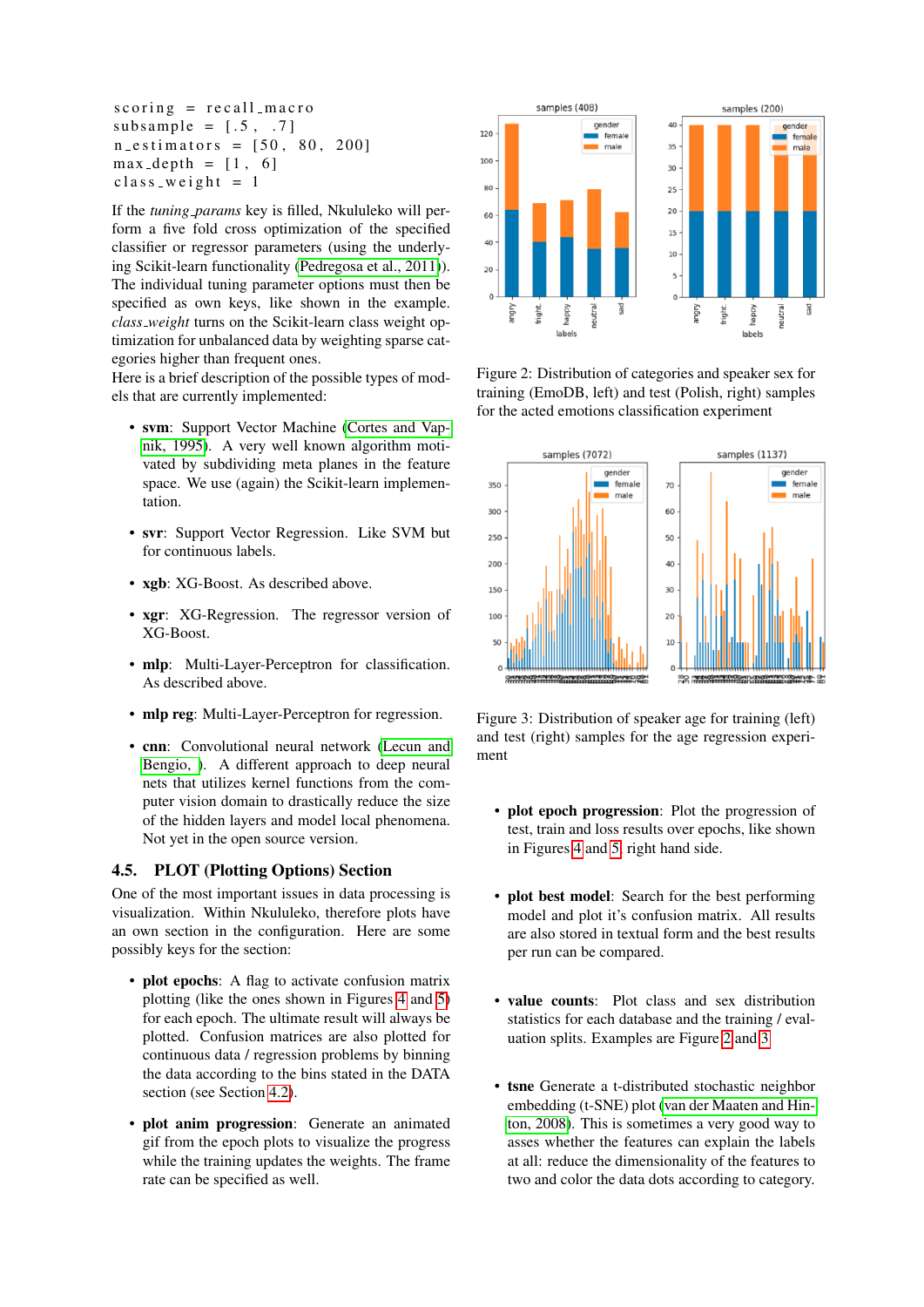```
scoring = recall_macro
subsample = [.5, .7]
n_estimators = [50, 80, 200]
max_depth = [1, 6]
class_weight = 1
```

If the *tuning_params* key is filled, Nkululeko will perform a five fold cross optimization of the specified classifier or regressor parameters (using the underlying Scikit-learn functionality (Pedregosa et al., 2011)). The individual tuning parameter options must then be specified as own keys, like shown in the example. *class_weight* turns on the Scikit-learn class weight optimization for unbalanced data by weighting sparse categories higher than frequent ones.

Here is a brief description of the possible types of models that are currently implemented:

- **svm**: Support Vector Machine (Cortes and Vapnik, 1995). A very well known algorithm motivated by subdividing meta planes in the feature space. We use (again) the Scikit-learn implementation.
- **svr**: Support Vector Regression. Like SVM but for continuous labels.
- **xgb**: XG-Boost. As described above.
- **xgr**: XG-Regression. The regressor version of XG-Boost.
- **mlp**: Multi-Layer-Perceptron for classification. As described above.
- **mlp reg**: Multi-Layer-Perceptron for regression.
- **cnn**: Convolutional neural network (Lecun and Bengio, ). A different approach to deep neural nets that utilizes kernel functions from the computer vision domain to drastically reduce the size of the hidden layers and model local phenomena. Not yet in the open source version.

## 4.5. PLOT (Plotting Options) Section

One of the most important issues in data processing is visualization. Within Nkululeko, therefore plots have an own section in the configuration. Here are some possibly keys for the section:

- **plot epochs**: A flag to activate confusion matrix plotting (like the ones shown in Figures 4 and 5) for each epoch. The ultimate result will always be plotted. Confusion matrices are also plotted for continuous data / regression problems by binning the data according to the bins stated in the DATA section (see Section 4.2).
- **plot anim progression**: Generate an animated gif from the epoch plots to visualize the progress while the training updates the weights. The frame rate can be specified as well.

Figure 2: Distribution of categories and speaker sex for training (EmoDB, left) and test (Polish, right) samples for the acted emotions classification experiment

Figure 3: Distribution of speaker age for training (left) and test (right) samples for the age regression experiment

- **plot epoch progression**: Plot the progression of test, train and loss results over epochs, like shown in Figures 4 and 5, right hand side.
- **plot best model**: Search for the best performing model and plot it's confusion matrix. All results are also stored in textual form and the best results per run can be compared.
- **value counts**: Plot class and sex distribution statistics for each database and the training / evaluation splits. Examples are Figure 2 and 3
- **tsne** Generate a t-distributed stochastic neighbor embedding (t-SNE) plot (van der Maaten and Hinton, 2008). This is sometimes a very good way to asses whether the features can explain the labels at all: reduce the dimensionality of the features to two and color the data dots according to category.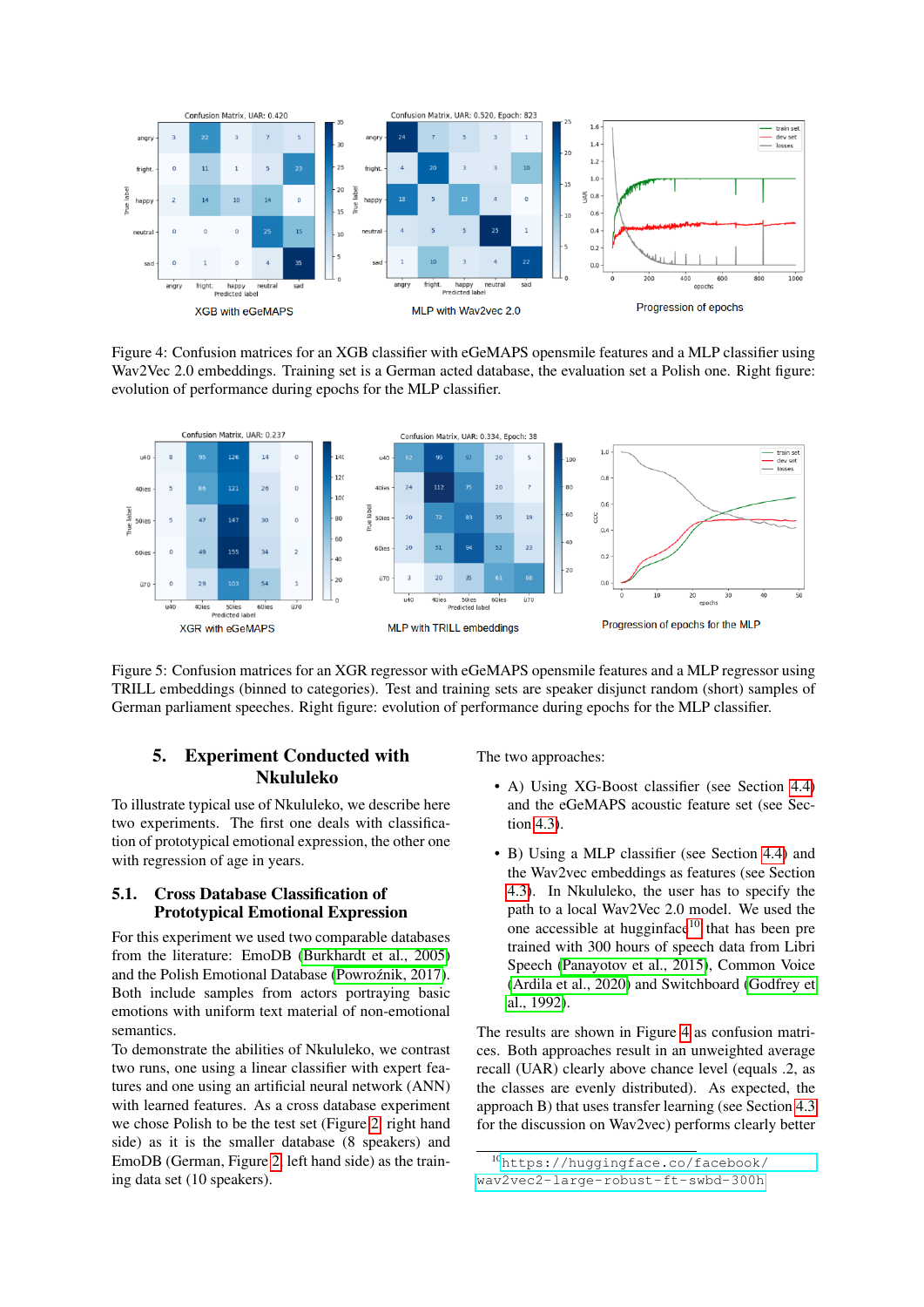Figure 4: Confusion matrices for an XGB classifier with eGeMAPS opensmile features and a MLP classifier using Wav2Vec 2.0 embeddings. Training set is a German acted database, the evaluation set a Polish one. Right figure: evolution of performance during epochs for the MLP classifier.

Figure 5: Confusion matrices for an XGR regressor with eGeMAPS opensmile features and a MLP regressor using TRILL embeddings (binned to categories). Test and training sets are speaker disjunct random (short) samples of German parliament speeches. Right figure: evolution of performance during epochs for the MLP classifier.

## 5. Experiment Conducted with Nkululeko

To illustrate typical use of Nkululeko, we describe here two experiments. The first one deals with classification of prototypical emotional expression, the other one with regression of age in years.

### 5.1. Cross Database Classification of Prototypical Emotional Expression

For this experiment we used two comparable databases from the literature: EmoDB (Burkhardt et al., 2005) and the Polish Emotional Database (Powroźnik, 2017). Both include samples from actors portraying basic emotions with uniform text material of non-emotional semantics.

To demonstrate the abilities of Nkululeko, we contrast two runs, one using a linear classifier with expert features and one using an artificial neural network (ANN) with learned features. As a cross database experiment we chose Polish to be the test set (Figure 2, right hand side) as it is the smaller database (8 speakers) and EmoDB (German, Figure 2, left hand side) as the training data set (10 speakers).

The two approaches:

- A) Using XG-Boost classifier (see Section 4.4) and the eGeMAPS acoustic feature set (see Section 4.3).
- B) Using a MLP classifier (see Section 4.4) and the Wav2vec embeddings as features (see Section 4.3). In Nkululeko, the user has to specify the path to a local Wav2Vec 2.0 model. We used the one accessible at huggingface[10] that has been pre trained with 300 hours of speech data from Libri Speech (Panayotov et al., 2015), Common Voice (Ardila et al., 2020) and Switchboard (Godfrey et al., 1992).

The results are shown in Figure 4 as confusion matrices. Both approaches result in an unweighted average recall (UAR) clearly above chance level (equals .2, as the classes are evenly distributed). As expected, the approach B) that uses transfer learning (see Section 4.3 for the discussion on Wav2vec) performs clearly better

[10] https://huggingface.co/facebook/wav2vec2-large-robust-ft-swbd-300h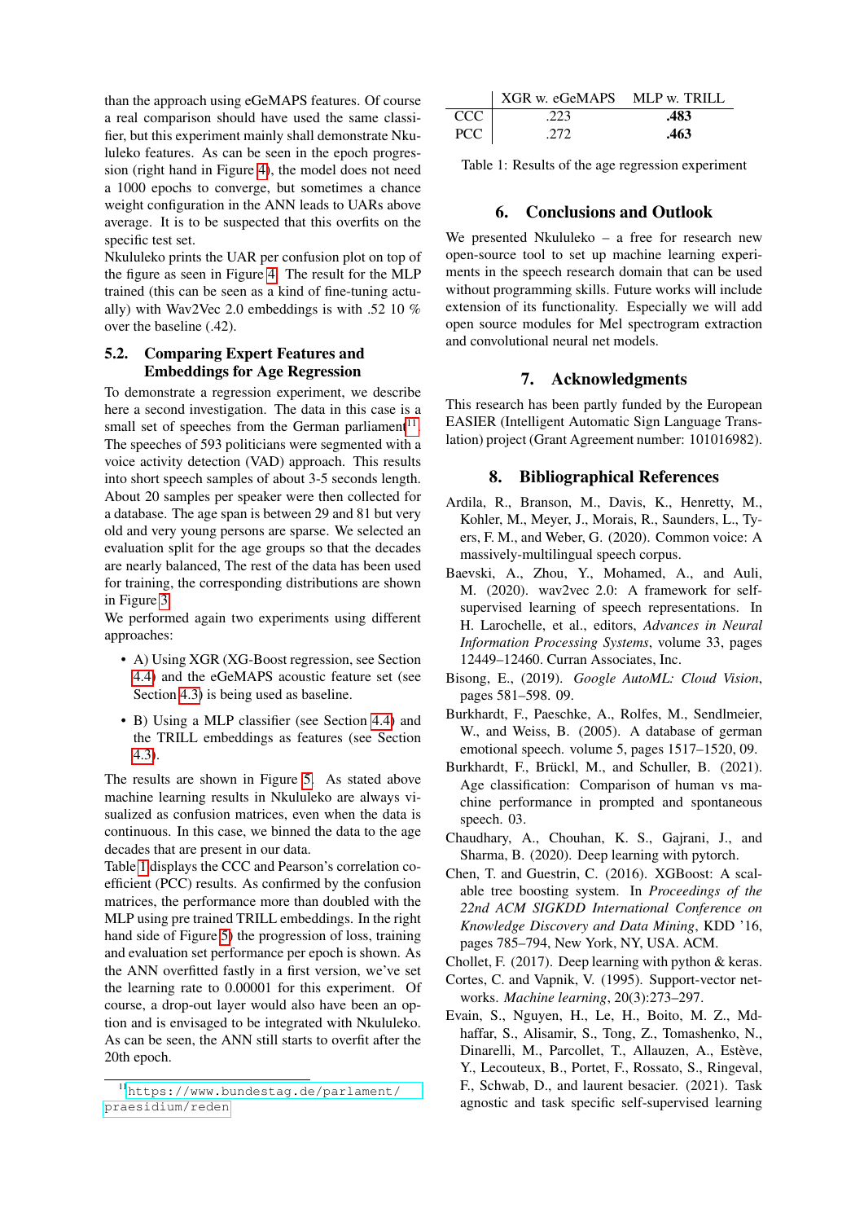than the approach using eGeMAPS features. Of course a real comparison should have used the same classifier, but this experiment mainly shall demonstrate Nkululeko features. As can be seen in the epoch progression (right hand in Figure 4), the model does not need a 1000 epochs to converge, but sometimes a chance weight configuration in the ANN leads to UARs above average. It is to be suspected that this overfits on the specific test set.

Nkululeko prints the UAR per confusion plot on top of the figure as seen in Figure 4. The result for the MLP trained (this can be seen as a kind of fine-tuning actually) with Wav2Vec 2.0 embeddings is with .52 10 % over the baseline (.42).

### 5.2. Comparing Expert Features and Embeddings for Age Regression

To demonstrate a regression experiment, we describe here a second investigation. The data in this case is a small set of speeches from the German parliament[11]. The speeches of 593 politicians were segmented with a voice activity detection (VAD) approach. This results into short speech samples of about 3-5 seconds length. About 20 samples per speaker were then collected for a database. The age span is between 29 and 81 but very old and very young persons are sparse. We selected an evaluation split for the age groups so that the decades are nearly balanced, The rest of the data has been used for training, the corresponding distributions are shown in Figure 3.

We performed again two experiments using different approaches:

- A) Using XGR (XG-Boost regression, see Section 4.4) and the eGeMAPS acoustic feature set (see Section 4.3) is being used as baseline.
- B) Using a MLP classifier (see Section 4.4) and the TRILL embeddings as features (see Section 4.3).

The results are shown in Figure 5. As stated above machine learning results in Nkululeko are always visualized as confusion matrices, even when the data is continuous. In this case, we binned the data to the age decades that are present in our data.

Table 1 displays the CCC and Pearson's correlation coefficient (PCC) results. As confirmed by the confusion matrices, the performance more than doubled with the MLP using pre trained TRILL embeddings. In the right hand side of Figure 5) the progression of loss, training and evaluation set performance per epoch is shown. As the ANN overfitted fastly in a first version, we've set the learning rate to 0.00001 for this experiment. Of course, a drop-out layer would also have been an option and is envisaged to be integrated with Nkululeko. As can be seen, the ANN still starts to overfit after the 20th epoch.

[11] https://www.bundestag.de/parlament/praesidium/reden

| | XGR w. eGeMAPS | MLP w. TRILL |
|---|---|---|
| CCC | .223 | **.483** |
| PCC | .272 | **.463** |

Table 1: Results of the age regression experiment

## 6. Conclusions and Outlook

We presented Nkululeko – a free for research new open-source tool to set up machine learning experiments in the speech research domain that can be used without programming skills. Future works will include extension of its functionality. Especially we will add open source modules for Mel spectrogram extraction and convolutional neural net models.

## 7. Acknowledgments

This research has been partly funded by the European EASIER (Intelligent Automatic Sign Language Translation) project (Grant Agreement number: 101016982).

## 8. Bibliographical References

Ardila, R., Branson, M., Davis, K., Henretty, M., Kohler, M., Meyer, J., Morais, R., Saunders, L., Tyers, F. M., and Weber, G. (2020). Common voice: A massively-multilingual speech corpus.

Baevski, A., Zhou, Y., Mohamed, A., and Auli, M. (2020). wav2vec 2.0: A framework for self-supervised learning of speech representations. In H. Larochelle, et al., editors, *Advances in Neural Information Processing Systems*, volume 33, pages 12449–12460. Curran Associates, Inc.

Bisong, E., (2019). *Google AutoML: Cloud Vision*, pages 581–598. 09.

Burkhardt, F., Paeschke, A., Rolfes, M., Sendlmeier, W., and Weiss, B. (2005). A database of german emotional speech. volume 5, pages 1517–1520, 09.

Burkhardt, F., Brückl, M., and Schuller, B. (2021). Age classification: Comparison of human vs machine performance in prompted and spontaneous speech. 03.

Chaudhary, A., Chouhan, K. S., Gajrani, J., and Sharma, B. (2020). Deep learning with pytorch.

Chen, T. and Guestrin, C. (2016). XGBoost: A scalable tree boosting system. In *Proceedings of the 22nd ACM SIGKDD International Conference on Knowledge Discovery and Data Mining*, KDD '16, pages 785–794, New York, NY, USA. ACM.

Chollet, F. (2017). Deep learning with python & keras.

Cortes, C. and Vapnik, V. (1995). Support-vector networks. *Machine learning*, 20(3):273–297.

Evain, S., Nguyen, H., Le, H., Boito, M. Z., Mdhaffar, S., Alisamir, S., Tong, Z., Tomashenko, N., Dinarelli, M., Parcollet, T., Allauzen, A., Estève, Y., Lecouteux, B., Portet, F., Rossato, S., Ringeval, F., Schwab, D., and laurent besacier. (2021). Task agnostic and task specific self-supervised learning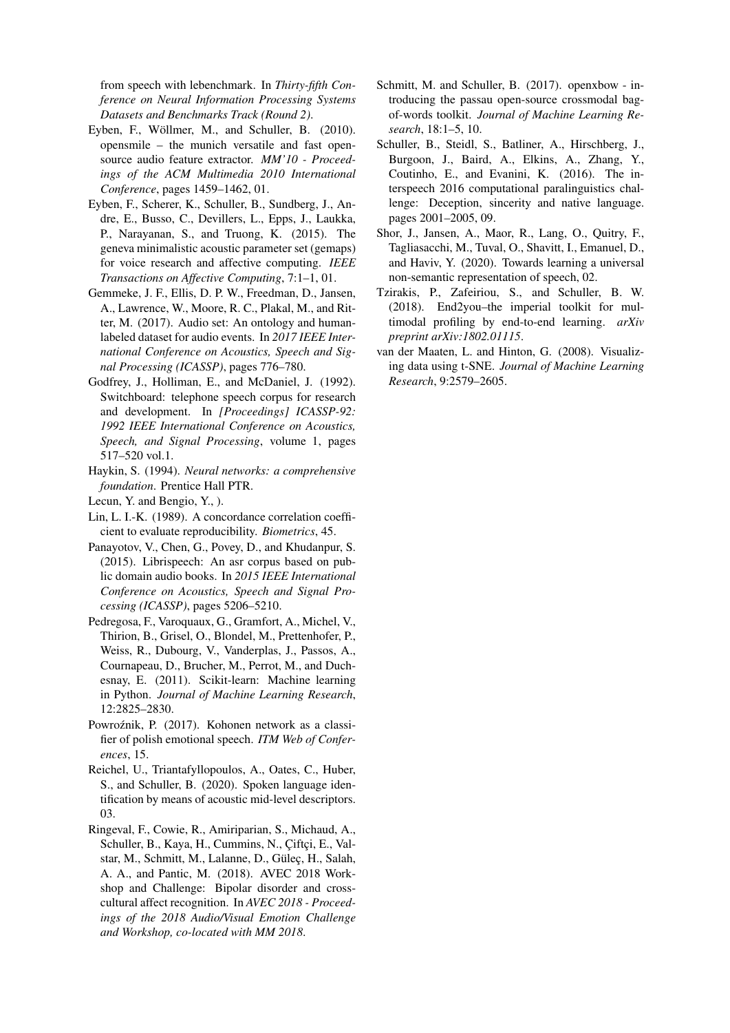from speech with lebenchmark. In *Thirty-fifth Conference on Neural Information Processing Systems Datasets and Benchmarks Track (Round 2)*.

Eyben, F., Wöllmer, M., and Schuller, B. (2010). opensmile – the munich versatile and fast open-source audio feature extractor. *MM'10 - Proceedings of the ACM Multimedia 2010 International Conference*, pages 1459–1462, 01.

Eyben, F., Scherer, K., Schuller, B., Sundberg, J., Andre, E., Busso, C., Devillers, L., Epps, J., Laukka, P., Narayanan, S., and Truong, K. (2015). The geneva minimalistic acoustic parameter set (gemaps) for voice research and affective computing. *IEEE Transactions on Affective Computing*, 7:1–1, 01.

Gemmeke, J. F., Ellis, D. P. W., Freedman, D., Jansen, A., Lawrence, W., Moore, R. C., Plakal, M., and Ritter, M. (2017). Audio set: An ontology and human-labeled dataset for audio events. In *2017 IEEE International Conference on Acoustics, Speech and Signal Processing (ICASSP)*, pages 776–780.

Godfrey, J., Holliman, E., and McDaniel, J. (1992). Switchboard: telephone speech corpus for research and development. In *[Proceedings] ICASSP-92: 1992 IEEE International Conference on Acoustics, Speech, and Signal Processing*, volume 1, pages 517–520 vol.1.

Haykin, S. (1994). *Neural networks: a comprehensive foundation*. Prentice Hall PTR.

Lecun, Y. and Bengio, Y., ).

Lin, L. I.-K. (1989). A concordance correlation coefficient to evaluate reproducibility. *Biometrics*, 45.

Panayotov, V., Chen, G., Povey, D., and Khudanpur, S. (2015). Librispeech: An asr corpus based on public domain audio books. In *2015 IEEE International Conference on Acoustics, Speech and Signal Processing (ICASSP)*, pages 5206–5210.

Pedregosa, F., Varoquaux, G., Gramfort, A., Michel, V., Thirion, B., Grisel, O., Blondel, M., Prettenhofer, P., Weiss, R., Dubourg, V., Vanderplas, J., Passos, A., Cournapeau, D., Brucher, M., Perrot, M., and Duchesnay, E. (2011). Scikit-learn: Machine learning in Python. *Journal of Machine Learning Research*, 12:2825–2830.

Powroźnik, P. (2017). Kohonen network as a classifier of polish emotional speech. *ITM Web of Conferences*, 15.

Reichel, U., Triantafyllopoulos, A., Oates, C., Huber, S., and Schuller, B. (2020). Spoken language identification by means of acoustic mid-level descriptors. 03.

Ringeval, F., Cowie, R., Amiriparian, S., Michaud, A., Schuller, B., Kaya, H., Cummins, N., Çiftçi, E., Valstar, M., Schmitt, M., Lalanne, D., Güleç, H., Salah, A. A., and Pantic, M. (2018). AVEC 2018 Workshop and Challenge: Bipolar disorder and cross-cultural affect recognition. In *AVEC 2018 - Proceedings of the 2018 Audio/Visual Emotion Challenge and Workshop, co-located with MM 2018*.

Schmitt, M. and Schuller, B. (2017). openxbow - introducing the passau open-source crossmodal bag-of-words toolkit. *Journal of Machine Learning Research*, 18:1–5, 10.

Schuller, B., Steidl, S., Batliner, A., Hirschberg, J., Burgoon, J., Baird, A., Elkins, A., Zhang, Y., Coutinho, E., and Evanini, K. (2016). The interspeech 2016 computational paralinguistics challenge: Deception, sincerity and native language. pages 2001–2005, 09.

Shor, J., Jansen, A., Maor, R., Lang, O., Quitry, F., Tagliasacchi, M., Tuval, O., Shavitt, I., Emanuel, D., and Haviv, Y. (2020). Towards learning a universal non-semantic representation of speech, 02.

Tzirakis, P., Zafeiriou, S., and Schuller, B. W. (2018). End2you–the imperial toolkit for multimodal profiling by end-to-end learning. *arXiv preprint arXiv:1802.01115*.

van der Maaten, L. and Hinton, G. (2008). Visualizing data using t-SNE. *Journal of Machine Learning Research*, 9:2579–2605.